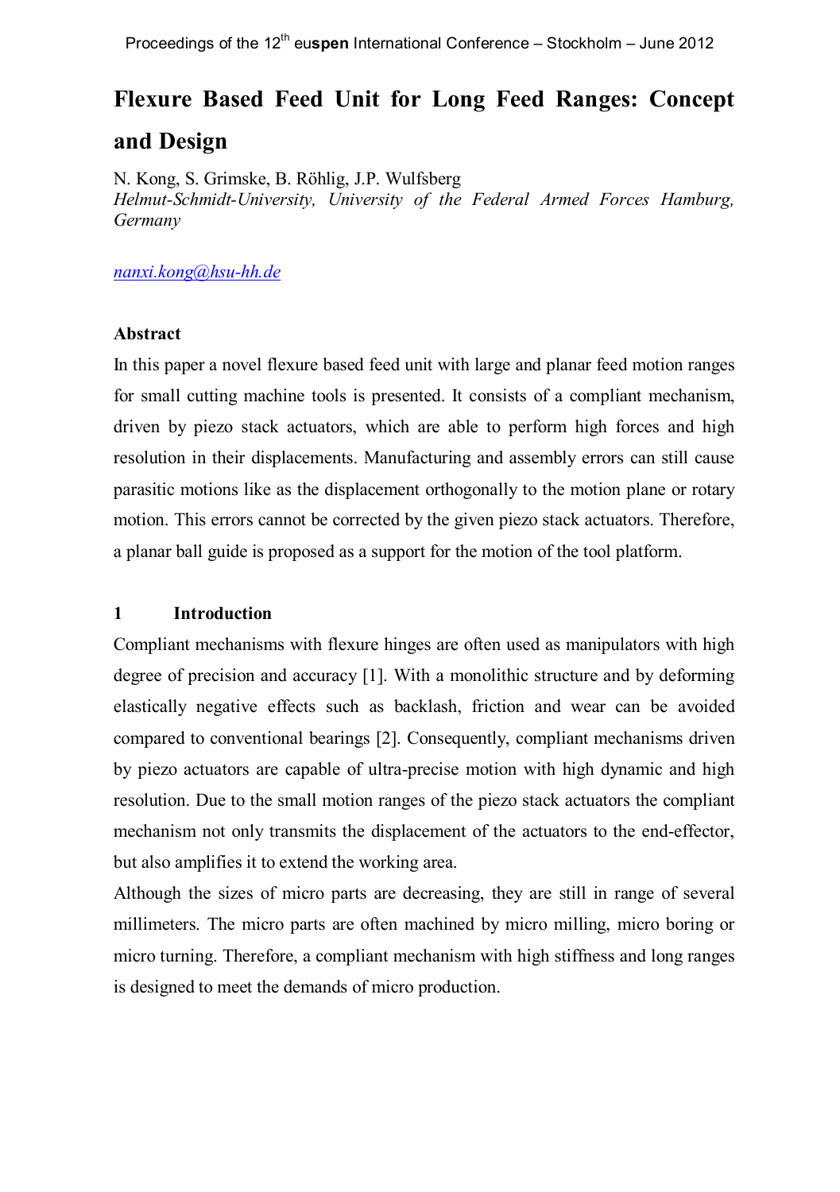# Flexure Based Feed Unit for Long Feed Ranges: Concept and Design

N. Kong, S. Grimske, B. Röhlig, J.P. Wulfsberg
*Helmut-Schmidt-University, University of the Federal Armed Forces Hamburg, Germany*

nanxi.kong@hsu-hh.de

## Abstract

In this paper a novel flexure based feed unit with large and planar feed motion ranges for small cutting machine tools is presented. It consists of a compliant mechanism, driven by piezo stack actuators, which are able to perform high forces and high resolution in their displacements. Manufacturing and assembly errors can still cause parasitic motions like as the displacement orthogonally to the motion plane or rotary motion. This errors cannot be corrected by the given piezo stack actuators. Therefore, a planar ball guide is proposed as a support for the motion of the tool platform.

## 1 Introduction

Compliant mechanisms with flexure hinges are often used as manipulators with high degree of precision and accuracy [1]. With a monolithic structure and by deforming elastically negative effects such as backlash, friction and wear can be avoided compared to conventional bearings [2]. Consequently, compliant mechanisms driven by piezo actuators are capable of ultra-precise motion with high dynamic and high resolution. Due to the small motion ranges of the piezo stack actuators the compliant mechanism not only transmits the displacement of the actuators to the end-effector, but also amplifies it to extend the working area.

Although the sizes of micro parts are decreasing, they are still in range of several millimeters. The micro parts are often machined by micro milling, micro boring or micro turning. Therefore, a compliant mechanism with high stiffness and long ranges is designed to meet the demands of micro production.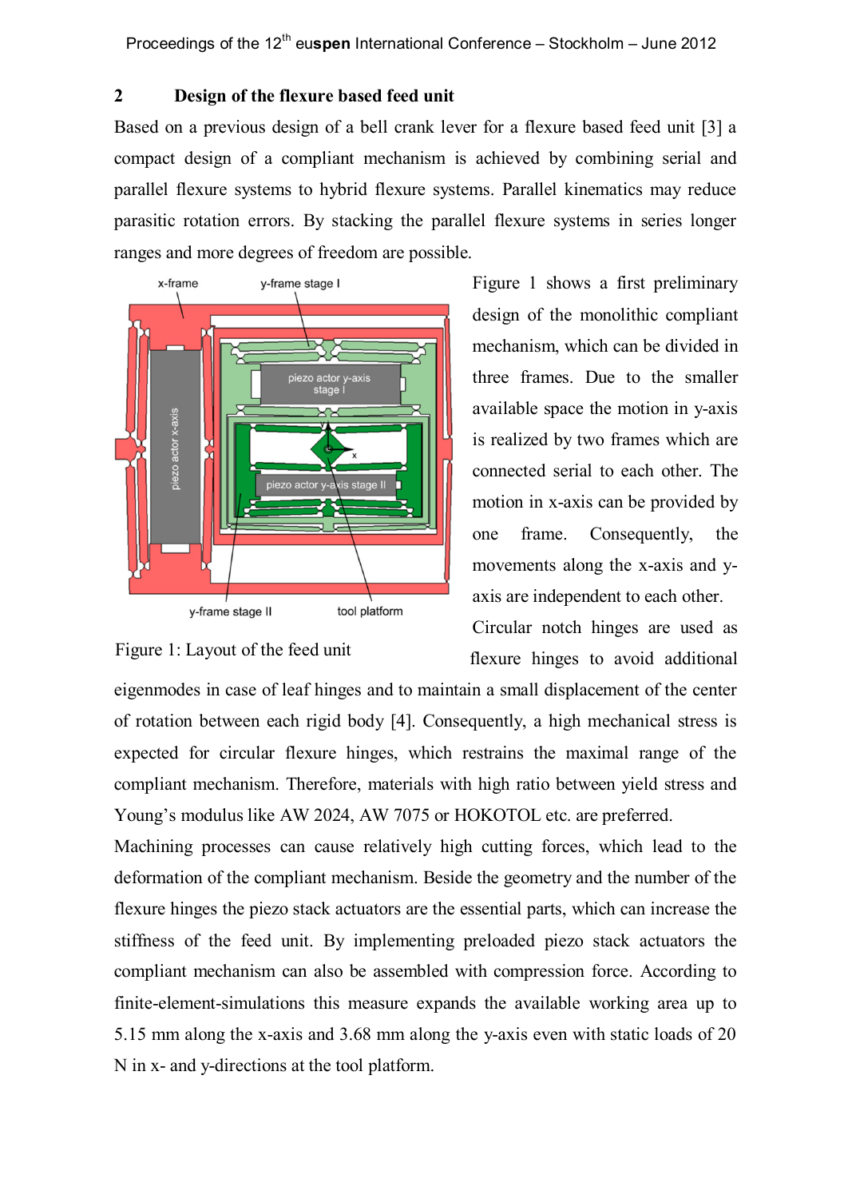## 2 Design of the flexure based feed unit

Based on a previous design of a bell crank lever for a flexure based feed unit [3] a compact design of a compliant mechanism is achieved by combining serial and parallel flexure systems to hybrid flexure systems. Parallel kinematics may reduce parasitic rotation errors. By stacking the parallel flexure systems in series longer ranges and more degrees of freedom are possible.

Figure 1: Layout of the feed unit

Figure 1 shows a first preliminary design of the monolithic compliant mechanism, which can be divided in three frames. Due to the smaller available space the motion in y-axis is realized by two frames which are connected serial to each other. The motion in x-axis can be provided by one frame. Consequently, the movements along the x-axis and y-axis are independent to each other.

Circular notch hinges are used as flexure hinges to avoid additional eigenmodes in case of leaf hinges and to maintain a small displacement of the center of rotation between each rigid body [4]. Consequently, a high mechanical stress is expected for circular flexure hinges, which restrains the maximal range of the compliant mechanism. Therefore, materials with high ratio between yield stress and Young's modulus like AW 2024, AW 7075 or HOKOTOL etc. are preferred.

Machining processes can cause relatively high cutting forces, which lead to the deformation of the compliant mechanism. Beside the geometry and the number of the flexure hinges the piezo stack actuators are the essential parts, which can increase the stiffness of the feed unit. By implementing preloaded piezo stack actuators the compliant mechanism can also be assembled with compression force. According to finite-element-simulations this measure expands the available working area up to 5.15 mm along the x-axis and 3.68 mm along the y-axis even with static loads of 20 N in x- and y-directions at the tool platform.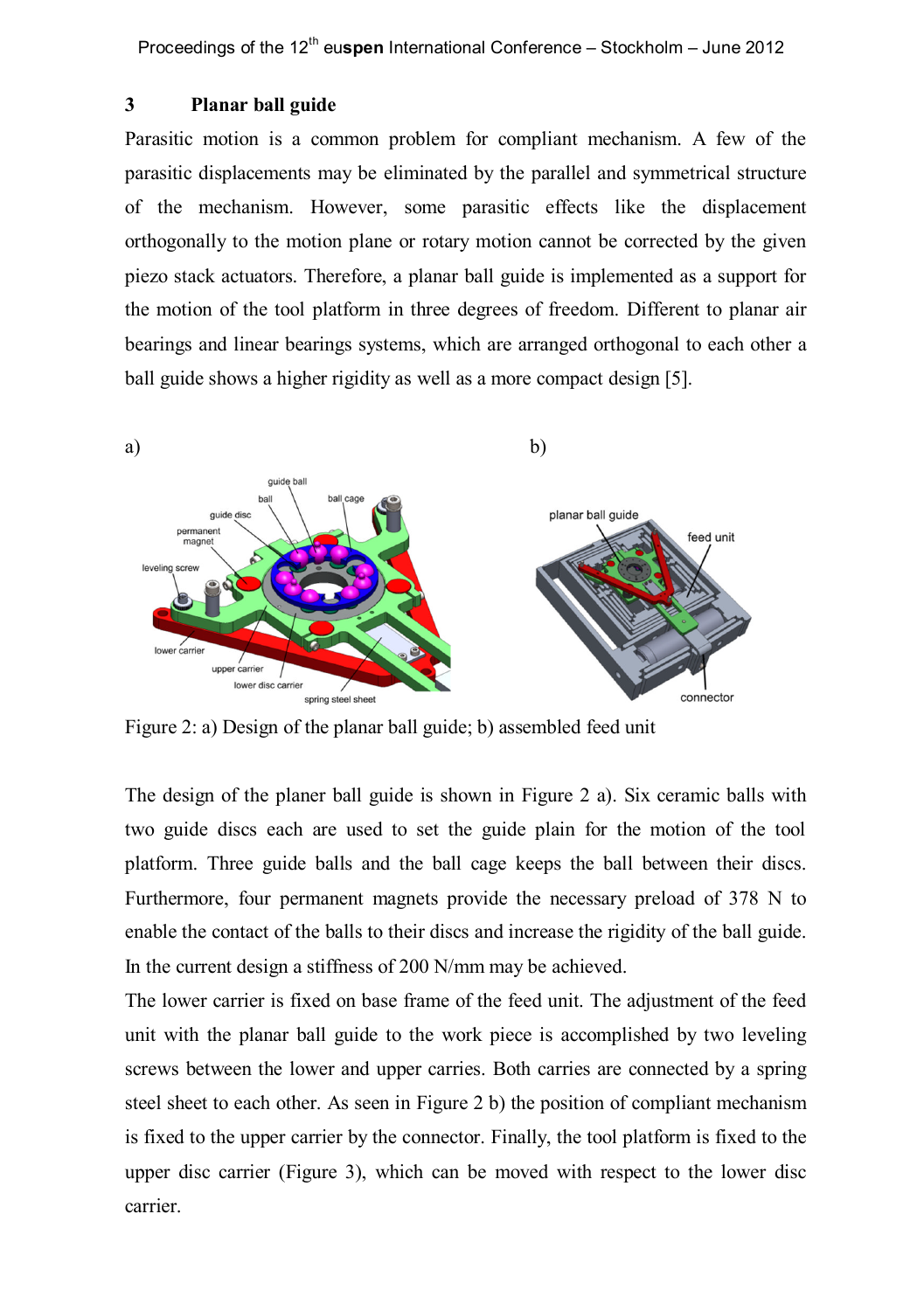## 3 Planar ball guide

Parasitic motion is a common problem for compliant mechanism. A few of the parasitic displacements may be eliminated by the parallel and symmetrical structure of the mechanism. However, some parasitic effects like the displacement orthogonally to the motion plane or rotary motion cannot be corrected by the given piezo stack actuators. Therefore, a planar ball guide is implemented as a support for the motion of the tool platform in three degrees of freedom. Different to planar air bearings and linear bearings systems, which are arranged orthogonal to each other a ball guide shows a higher rigidity as well as a more compact design [5].

Figure 2: a) Design of the planar ball guide; b) assembled feed unit

The design of the planer ball guide is shown in Figure 2 a). Six ceramic balls with two guide discs each are used to set the guide plain for the motion of the tool platform. Three guide balls and the ball cage keeps the ball between their discs. Furthermore, four permanent magnets provide the necessary preload of 378 N to enable the contact of the balls to their discs and increase the rigidity of the ball guide. In the current design a stiffness of 200 N/mm may be achieved.

The lower carrier is fixed on base frame of the feed unit. The adjustment of the feed unit with the planar ball guide to the work piece is accomplished by two leveling screws between the lower and upper carries. Both carries are connected by a spring steel sheet to each other. As seen in Figure 2 b) the position of compliant mechanism is fixed to the upper carrier by the connector. Finally, the tool platform is fixed to the upper disc carrier (Figure 3), which can be moved with respect to the lower disc carrier.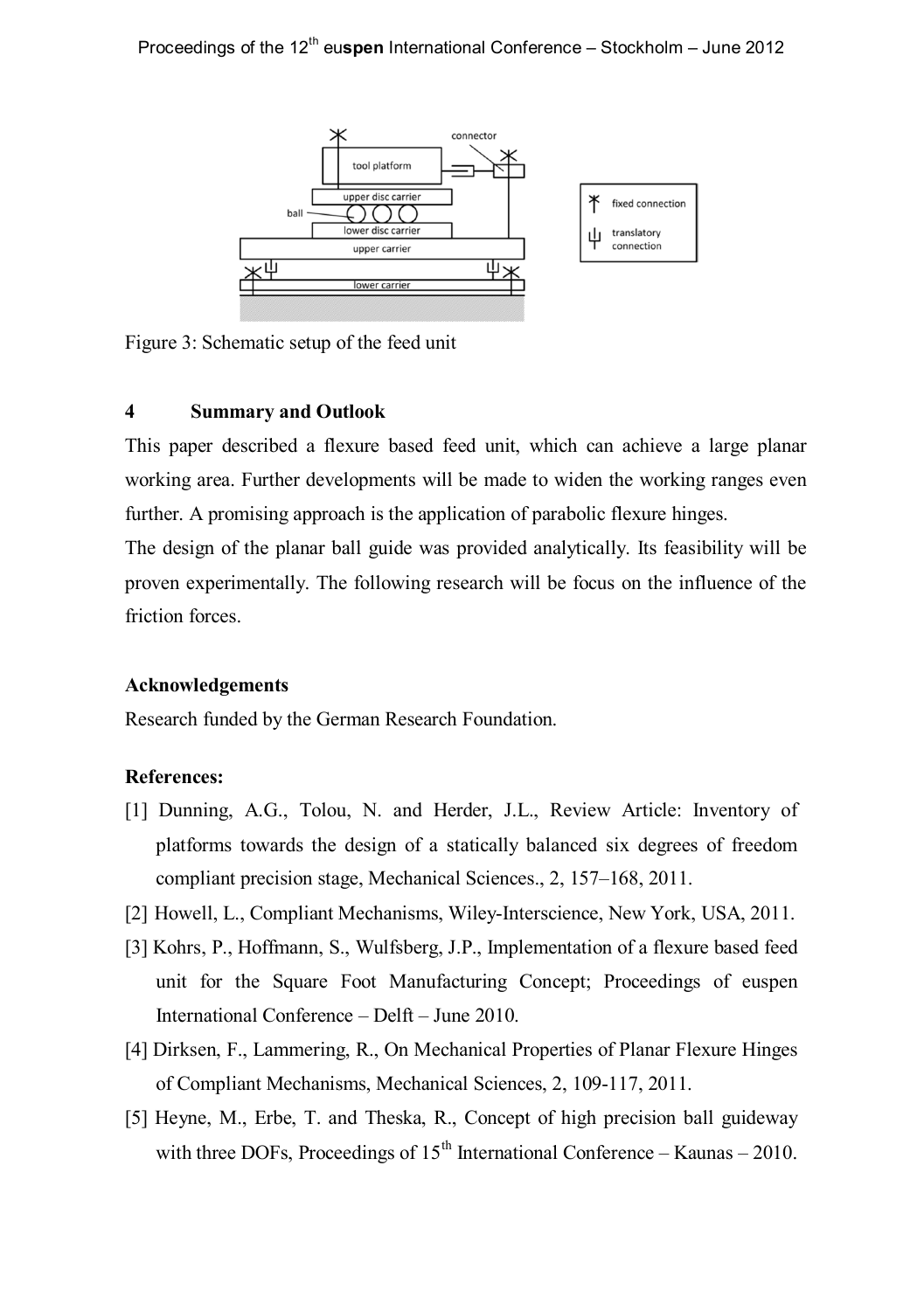tool platform

connector

upper disc carrier

ball

lower disc carrier

upper carrier

lower carrier

fixed connection

translatory connection

Figure 3: Schematic setup of the feed unit

## 4 Summary and Outlook

This paper described a flexure based feed unit, which can achieve a large planar working area. Further developments will be made to widen the working ranges even further. A promising approach is the application of parabolic flexure hinges.

The design of the planar ball guide was provided analytically. Its feasibility will be proven experimentally. The following research will be focus on the influence of the friction forces.

**Acknowledgements**

Research funded by the German Research Foundation.

**References:**

[1] Dunning, A.G., Tolou, N. and Herder, J.L., Review Article: Inventory of platforms towards the design of a statically balanced six degrees of freedom compliant precision stage, Mechanical Sciences., 2, 157–168, 2011.

[2] Howell, L., Compliant Mechanisms, Wiley-Interscience, New York, USA, 2011.

[3] Kohrs, P., Hoffmann, S., Wulfsberg, J.P., Implementation of a flexure based feed unit for the Square Foot Manufacturing Concept; Proceedings of euspen International Conference – Delft – June 2010.

[4] Dirksen, F., Lammering, R., On Mechanical Properties of Planar Flexure Hinges of Compliant Mechanisms, Mechanical Sciences, 2, 109-117, 2011.

[5] Heyne, M., Erbe, T. and Theska, R., Concept of high precision ball guideway with three DOFs, Proceedings of 15th International Conference – Kaunas – 2010.